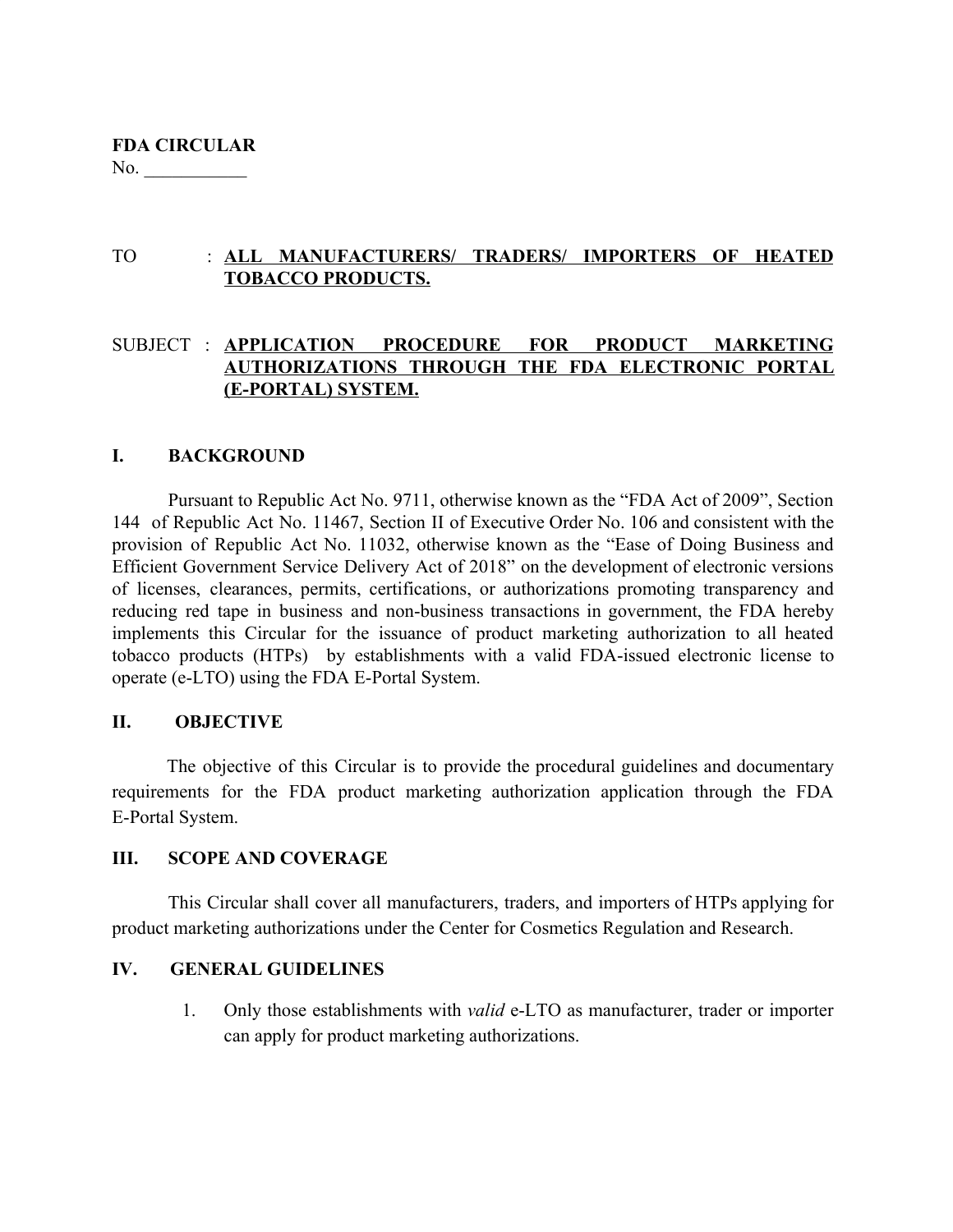**FDA CIRCULAR**
No. ___________

TO : **ALL MANUFACTURERS/ TRADERS/ IMPORTERS OF HEATED TOBACCO PRODUCTS.**

SUBJECT : **APPLICATION PROCEDURE FOR PRODUCT MARKETING AUTHORIZATIONS THROUGH THE FDA ELECTRONIC PORTAL (E-PORTAL) SYSTEM.**

## I. BACKGROUND

Pursuant to Republic Act No. 9711, otherwise known as the "FDA Act of 2009", Section 144 of Republic Act No. 11467, Section II of Executive Order No. 106 and consistent with the provision of Republic Act No. 11032, otherwise known as the "Ease of Doing Business and Efficient Government Service Delivery Act of 2018" on the development of electronic versions of licenses, clearances, permits, certifications, or authorizations promoting transparency and reducing red tape in business and non-business transactions in government, the FDA hereby implements this Circular for the issuance of product marketing authorization to all heated tobacco products (HTPs) by establishments with a valid FDA-issued electronic license to operate (e-LTO) using the FDA E-Portal System.

## II. OBJECTIVE

The objective of this Circular is to provide the procedural guidelines and documentary requirements for the FDA product marketing authorization application through the FDA E-Portal System.

## III. SCOPE AND COVERAGE

This Circular shall cover all manufacturers, traders, and importers of HTPs applying for product marketing authorizations under the Center for Cosmetics Regulation and Research.

## IV. GENERAL GUIDELINES

1. Only those establishments with *valid* e-LTO as manufacturer, trader or importer can apply for product marketing authorizations.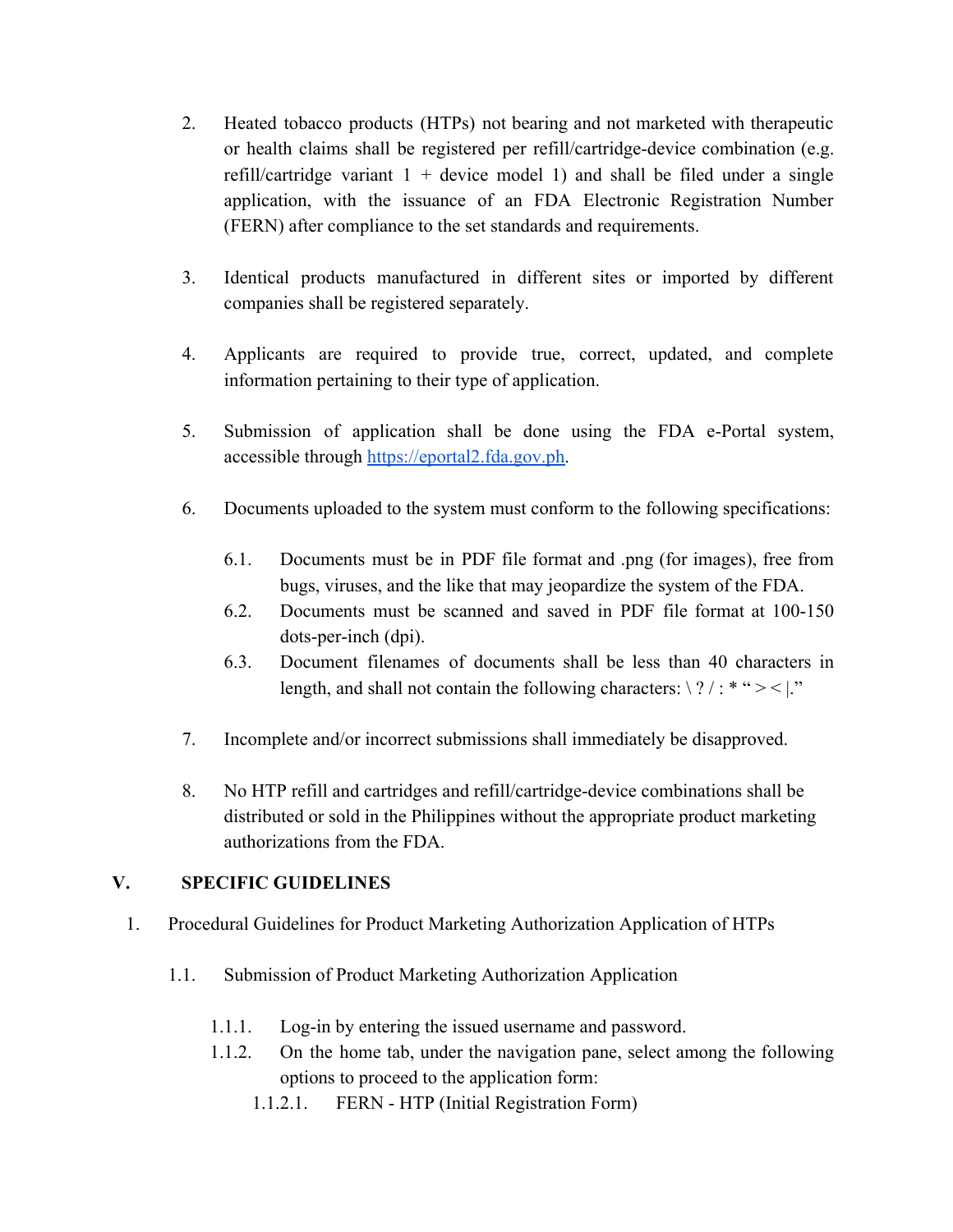2. Heated tobacco products (HTPs) not bearing and not marketed with therapeutic or health claims shall be registered per refill/cartridge-device combination (e.g. refill/cartridge variant 1 + device model 1) and shall be filed under a single application, with the issuance of an FDA Electronic Registration Number (FERN) after compliance to the set standards and requirements.

3. Identical products manufactured in different sites or imported by different companies shall be registered separately.

4. Applicants are required to provide true, correct, updated, and complete information pertaining to their type of application.

5. Submission of application shall be done using the FDA e-Portal system, accessible through [https://eportal2.fda.gov.ph](https://eportal2.fda.gov.ph).

6. Documents uploaded to the system must conform to the following specifications:

   6.1. Documents must be in PDF file format and .png (for images), free from bugs, viruses, and the like that may jeopardize the system of the FDA.

   6.2. Documents must be scanned and saved in PDF file format at 100-150 dots-per-inch (dpi).

   6.3. Document filenames of documents shall be less than 40 characters in length, and shall not contain the following characters: \ ? / : * “ > < |.”

7. Incomplete and/or incorrect submissions shall immediately be disapproved.

8. No HTP refill and cartridges and refill/cartridge-device combinations shall be distributed or sold in the Philippines without the appropriate product marketing authorizations from the FDA.

## V. SPECIFIC GUIDELINES

1. Procedural Guidelines for Product Marketing Authorization Application of HTPs

   1.1. Submission of Product Marketing Authorization Application

      1.1.1. Log-in by entering the issued username and password.

      1.1.2. On the home tab, under the navigation pane, select among the following options to proceed to the application form:

         1.1.2.1. FERN - HTP (Initial Registration Form)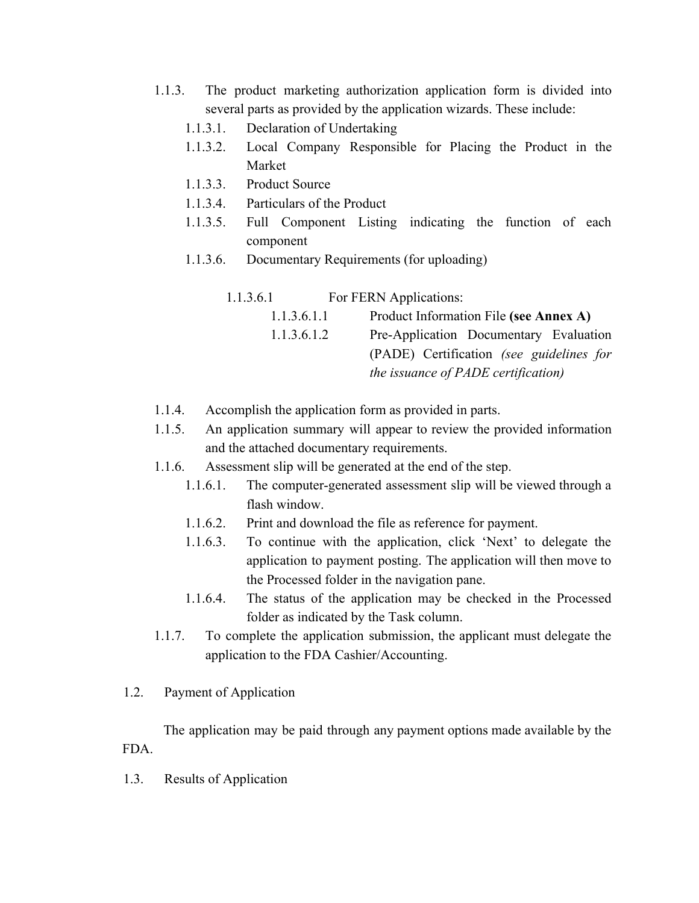1.1.3. The product marketing authorization application form is divided into several parts as provided by the application wizards. These include:

- 1.1.3.1. Declaration of Undertaking
- 1.1.3.2. Local Company Responsible for Placing the Product in the Market
- 1.1.3.3. Product Source
- 1.1.3.4. Particulars of the Product
- 1.1.3.5. Full Component Listing indicating the function of each component
- 1.1.3.6. Documentary Requirements (for uploading)

  1.1.3.6.1 For FERN Applications:

  - 1.1.3.6.1.1 Product Information File **(see Annex A)**
  - 1.1.3.6.1.2 Pre-Application Documentary Evaluation (PADE) Certification *(see guidelines for the issuance of PADE certification)*

1.1.4. Accomplish the application form as provided in parts.

1.1.5. An application summary will appear to review the provided information and the attached documentary requirements.

1.1.6. Assessment slip will be generated at the end of the step.

- 1.1.6.1. The computer-generated assessment slip will be viewed through a flash window.
- 1.1.6.2. Print and download the file as reference for payment.
- 1.1.6.3. To continue with the application, click 'Next' to delegate the application to payment posting. The application will then move to the Processed folder in the navigation pane.
- 1.1.6.4. The status of the application may be checked in the Processed folder as indicated by the Task column.

1.1.7. To complete the application submission, the applicant must delegate the application to the FDA Cashier/Accounting.

1.2. Payment of Application

The application may be paid through any payment options made available by the FDA.

1.3. Results of Application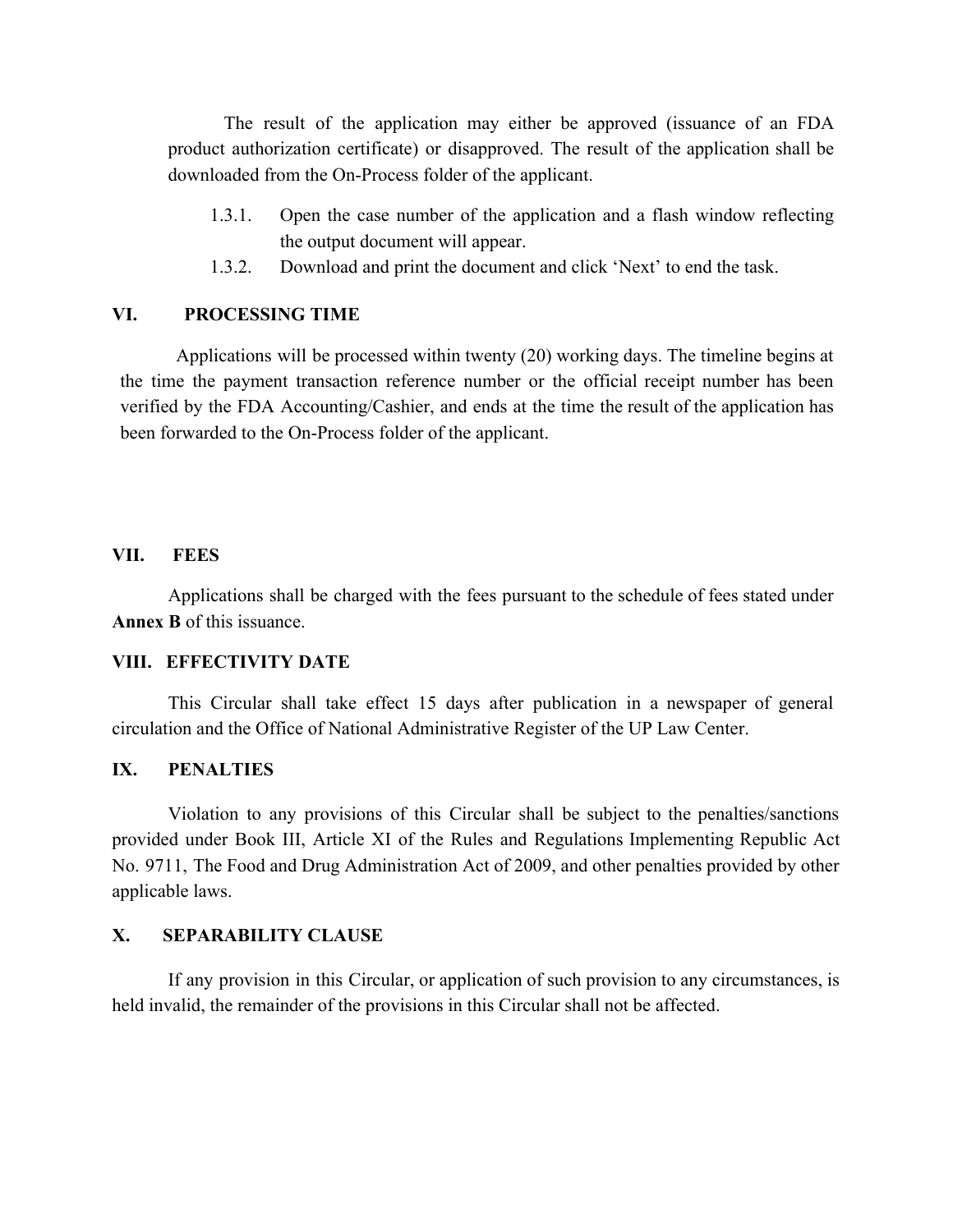The result of the application may either be approved (issuance of an FDA product authorization certificate) or disapproved. The result of the application shall be downloaded from the On-Process folder of the applicant.

1.3.1. Open the case number of the application and a flash window reflecting the output document will appear.

1.3.2. Download and print the document and click 'Next' to end the task.

## VI. PROCESSING TIME

Applications will be processed within twenty (20) working days. The timeline begins at the time the payment transaction reference number or the official receipt number has been verified by the FDA Accounting/Cashier, and ends at the time the result of the application has been forwarded to the On-Process folder of the applicant.

## VII. FEES

Applications shall be charged with the fees pursuant to the schedule of fees stated under **Annex B** of this issuance.

## VIII. EFFECTIVITY DATE

This Circular shall take effect 15 days after publication in a newspaper of general circulation and the Office of National Administrative Register of the UP Law Center.

## IX. PENALTIES

Violation to any provisions of this Circular shall be subject to the penalties/sanctions provided under Book III, Article XI of the Rules and Regulations Implementing Republic Act No. 9711, The Food and Drug Administration Act of 2009, and other penalties provided by other applicable laws.

## X. SEPARABILITY CLAUSE

If any provision in this Circular, or application of such provision to any circumstances, is held invalid, the remainder of the provisions in this Circular shall not be affected.